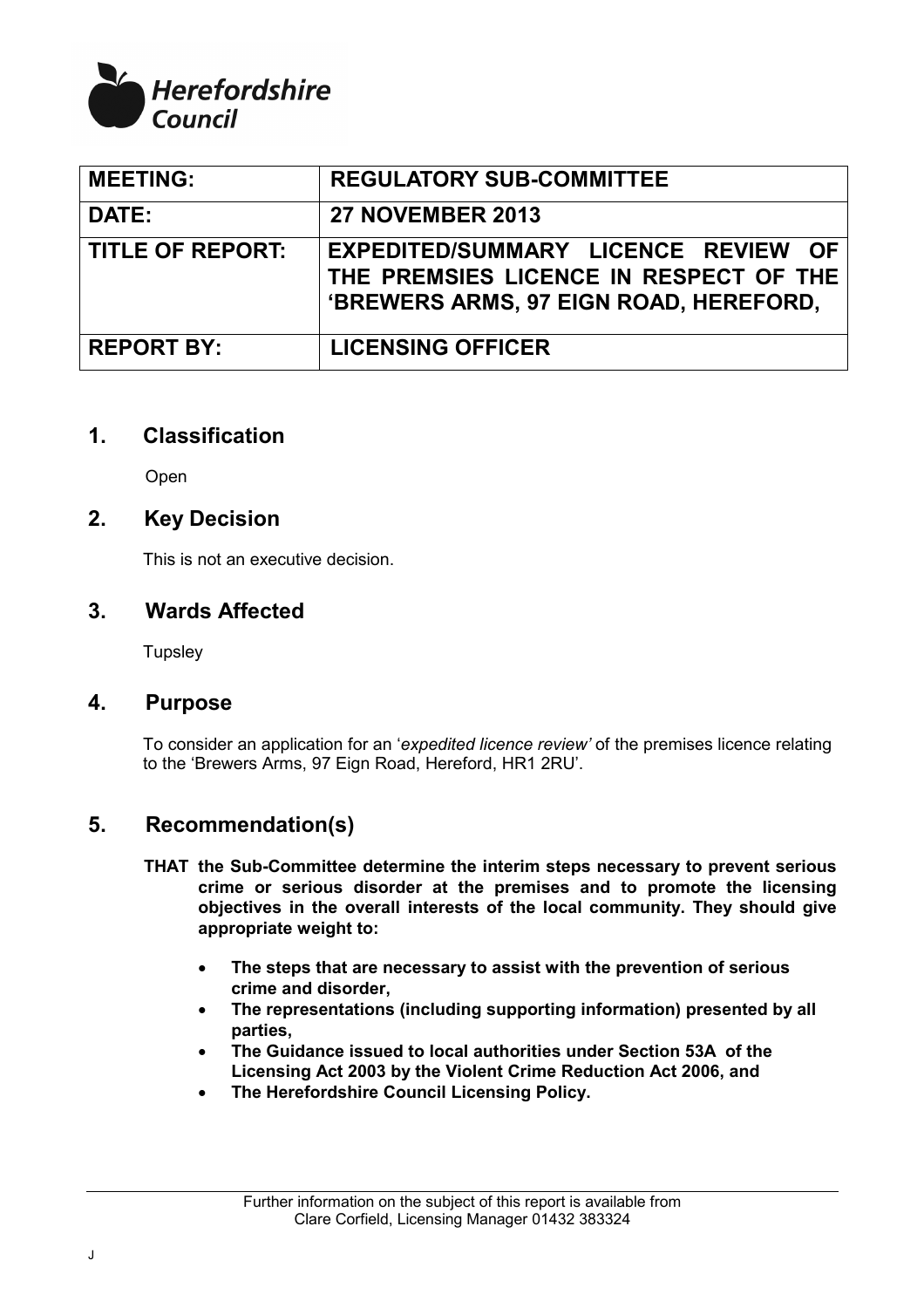Herefordshire Council

| MEETING: | REGULATORY SUB-COMMITTEE |
| --- | --- |
| DATE: | 27 NOVEMBER 2013 |
| TITLE OF REPORT: | EXPEDITED/SUMMARY LICENCE REVIEW OF THE PREMSIES LICENCE IN RESPECT OF THE 'BREWERS ARMS, 97 EIGN ROAD, HEREFORD, |
| REPORT BY: | LICENSING OFFICER |

## 1. Classification

Open

## 2. Key Decision

This is not an executive decision.

## 3. Wards Affected

Tupsley

## 4. Purpose

To consider an application for an '*expedited licence review'* of the premises licence relating to the 'Brewers Arms, 97 Eign Road, Hereford, HR1 2RU'.

## 5. Recommendation(s)

**THAT the Sub-Committee determine the interim steps necessary to prevent serious crime or serious disorder at the premises and to promote the licensing objectives in the overall interests of the local community. They should give appropriate weight to:**

- **The steps that are necessary to assist with the prevention of serious crime and disorder,**
- **The representations (including supporting information) presented by all parties,**
- **The Guidance issued to local authorities under Section 53A of the Licensing Act 2003 by the Violent Crime Reduction Act 2006, and**
- **The Herefordshire Council Licensing Policy.**

Further information on the subject of this report is available from Clare Corfield, Licensing Manager 01432 383324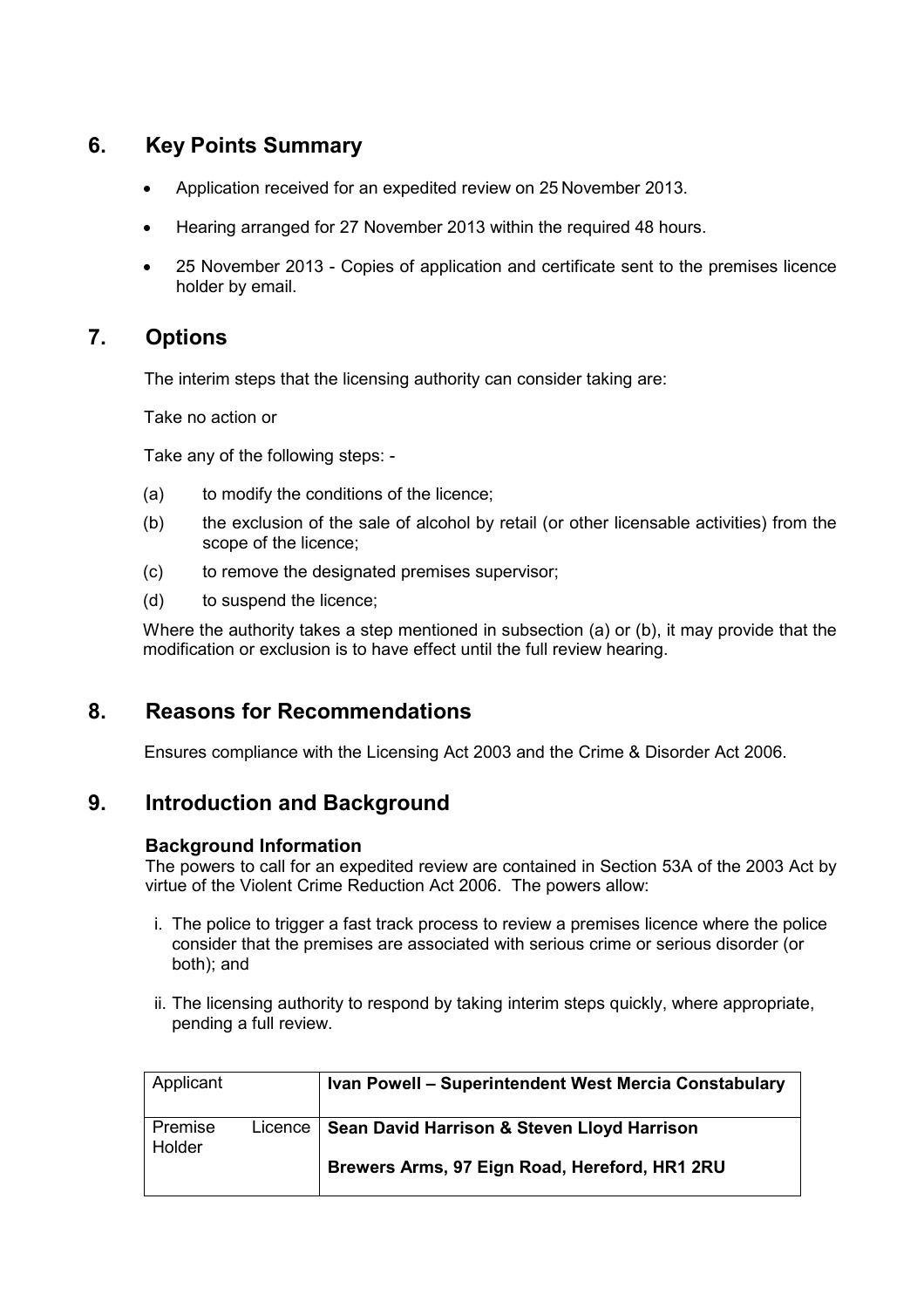## 6. Key Points Summary

- Application received for an expedited review on 25 November 2013.
- Hearing arranged for 27 November 2013 within the required 48 hours.
- 25 November 2013 - Copies of application and certificate sent to the premises licence holder by email.

## 7. Options

The interim steps that the licensing authority can consider taking are:

Take no action or

Take any of the following steps: -

(a) to modify the conditions of the licence;

(b) the exclusion of the sale of alcohol by retail (or other licensable activities) from the scope of the licence;

(c) to remove the designated premises supervisor;

(d) to suspend the licence;

Where the authority takes a step mentioned in subsection (a) or (b), it may provide that the modification or exclusion is to have effect until the full review hearing.

## 8. Reasons for Recommendations

Ensures compliance with the Licensing Act 2003 and the Crime & Disorder Act 2006.

## 9. Introduction and Background

### Background Information

The powers to call for an expedited review are contained in Section 53A of the 2003 Act by virtue of the Violent Crime Reduction Act 2006. The powers allow:

i. The police to trigger a fast track process to review a premises licence where the police consider that the premises are associated with serious crime or serious disorder (or both); and

ii. The licensing authority to respond by taking interim steps quickly, where appropriate, pending a full review.

| Applicant | **Ivan Powell – Superintendent West Mercia Constabulary** |
|---|---|
| Premise Licence Holder | **Sean David Harrison & Steven Lloyd Harrison**<br><br>**Brewers Arms, 97 Eign Road, Hereford, HR1 2RU** |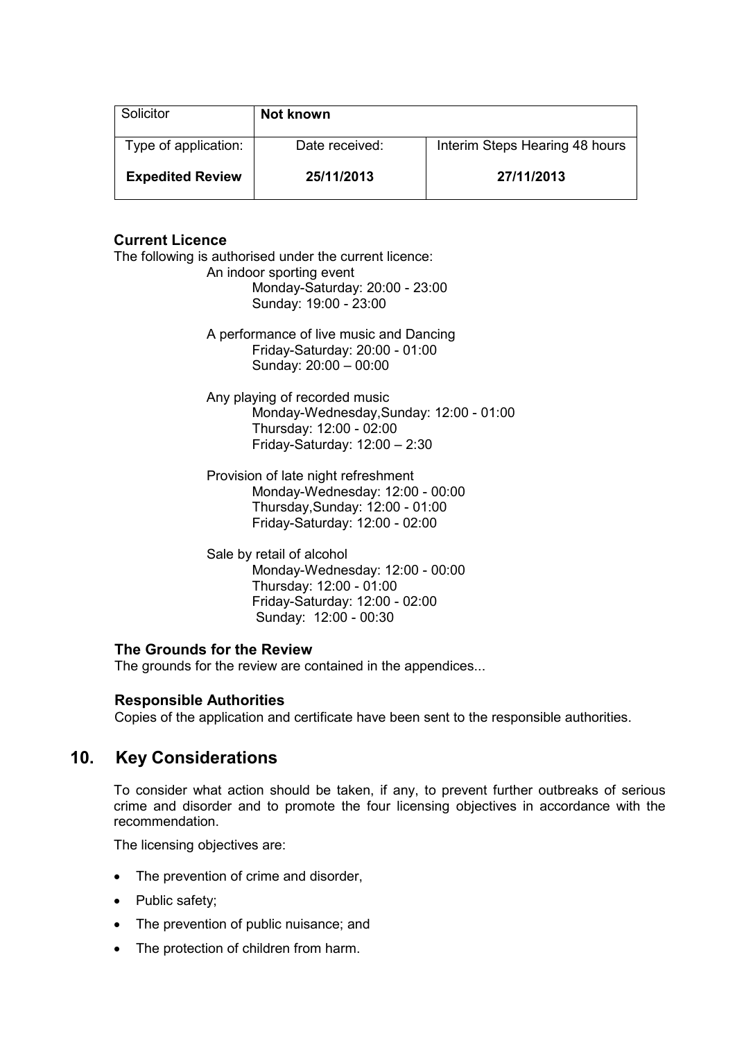| Solicitor | **Not known** | |
|---|---|---|
| Type of application: | Date received: | Interim Steps Hearing 48 hours |
| **Expedited Review** | **25/11/2013** | **27/11/2013** |

### Current Licence

The following is authorised under the current licence:

An indoor sporting event
- Monday-Saturday: 20:00 - 23:00
- Sunday: 19:00 - 23:00

A performance of live music and Dancing
- Friday-Saturday: 20:00 - 01:00
- Sunday: 20:00 – 00:00

Any playing of recorded music
- Monday-Wednesday,Sunday: 12:00 - 01:00
- Thursday: 12:00 - 02:00
- Friday-Saturday: 12:00 – 2:30

Provision of late night refreshment
- Monday-Wednesday: 12:00 - 00:00
- Thursday,Sunday: 12:00 - 01:00
- Friday-Saturday: 12:00 - 02:00

Sale by retail of alcohol
- Monday-Wednesday: 12:00 - 00:00
- Thursday: 12:00 - 01:00
- Friday-Saturday: 12:00 - 02:00
- Sunday: 12:00 - 00:30

### The Grounds for the Review

The grounds for the review are contained in the appendices...

### Responsible Authorities

Copies of the application and certificate have been sent to the responsible authorities.

## 10. Key Considerations

To consider what action should be taken, if any, to prevent further outbreaks of serious crime and disorder and to promote the four licensing objectives in accordance with the recommendation.

The licensing objectives are:

- The prevention of crime and disorder,
- Public safety;
- The prevention of public nuisance; and
- The protection of children from harm.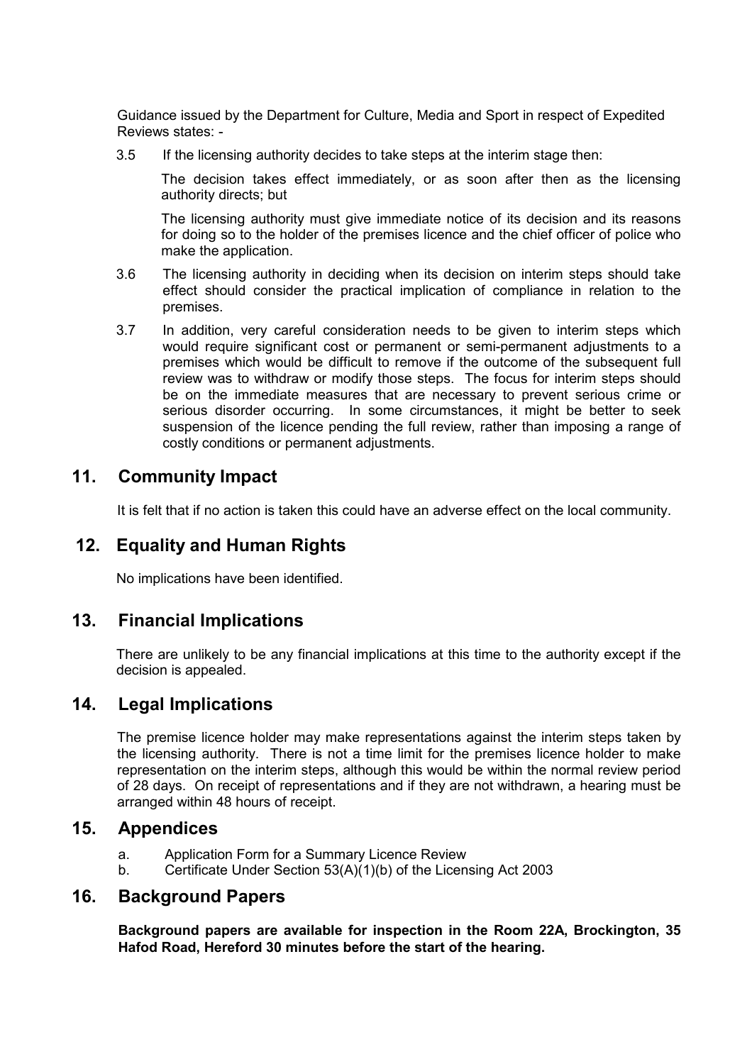Guidance issued by the Department for Culture, Media and Sport in respect of Expedited Reviews states: -

3.5 If the licensing authority decides to take steps at the interim stage then:

The decision takes effect immediately, or as soon after then as the licensing authority directs; but

The licensing authority must give immediate notice of its decision and its reasons for doing so to the holder of the premises licence and the chief officer of police who make the application.

3.6 The licensing authority in deciding when its decision on interim steps should take effect should consider the practical implication of compliance in relation to the premises.

3.7 In addition, very careful consideration needs to be given to interim steps which would require significant cost or permanent or semi-permanent adjustments to a premises which would be difficult to remove if the outcome of the subsequent full review was to withdraw or modify those steps. The focus for interim steps should be on the immediate measures that are necessary to prevent serious crime or serious disorder occurring. In some circumstances, it might be better to seek suspension of the licence pending the full review, rather than imposing a range of costly conditions or permanent adjustments.

## 11. Community Impact

It is felt that if no action is taken this could have an adverse effect on the local community.

## 12. Equality and Human Rights

No implications have been identified.

## 13. Financial Implications

There are unlikely to be any financial implications at this time to the authority except if the decision is appealed.

## 14. Legal Implications

The premise licence holder may make representations against the interim steps taken by the licensing authority. There is not a time limit for the premises licence holder to make representation on the interim steps, although this would be within the normal review period of 28 days. On receipt of representations and if they are not withdrawn, a hearing must be arranged within 48 hours of receipt.

## 15. Appendices

a. Application Form for a Summary Licence Review
b. Certificate Under Section 53(A)(1)(b) of the Licensing Act 2003

## 16. Background Papers

**Background papers are available for inspection in the Room 22A, Brockington, 35 Hafod Road, Hereford 30 minutes before the start of the hearing.**